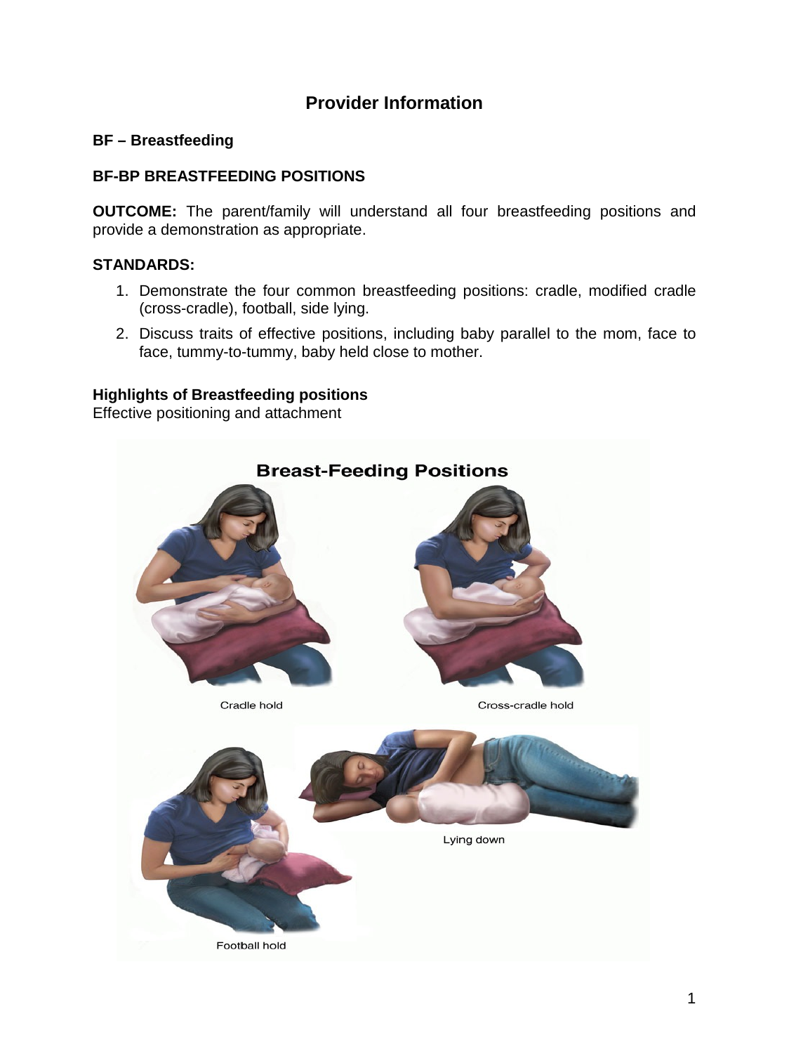# Provider Information

## BF – Breastfeeding

### BF-BP BREASTFEEDING POSITIONS

**OUTCOME:** The parent/family will understand all four breastfeeding positions and provide a demonstration as appropriate.

**STANDARDS:**

1. Demonstrate the four common breastfeeding positions: cradle, modified cradle (cross-cradle), football, side lying.
2. Discuss traits of effective positions, including baby parallel to the mom, face to face, tummy-to-tummy, baby held close to mother.

**Highlights of Breastfeeding positions**
Effective positioning and attachment

Breast-Feeding Positions

Cradle hold

Cross-cradle hold

Lying down

Football hold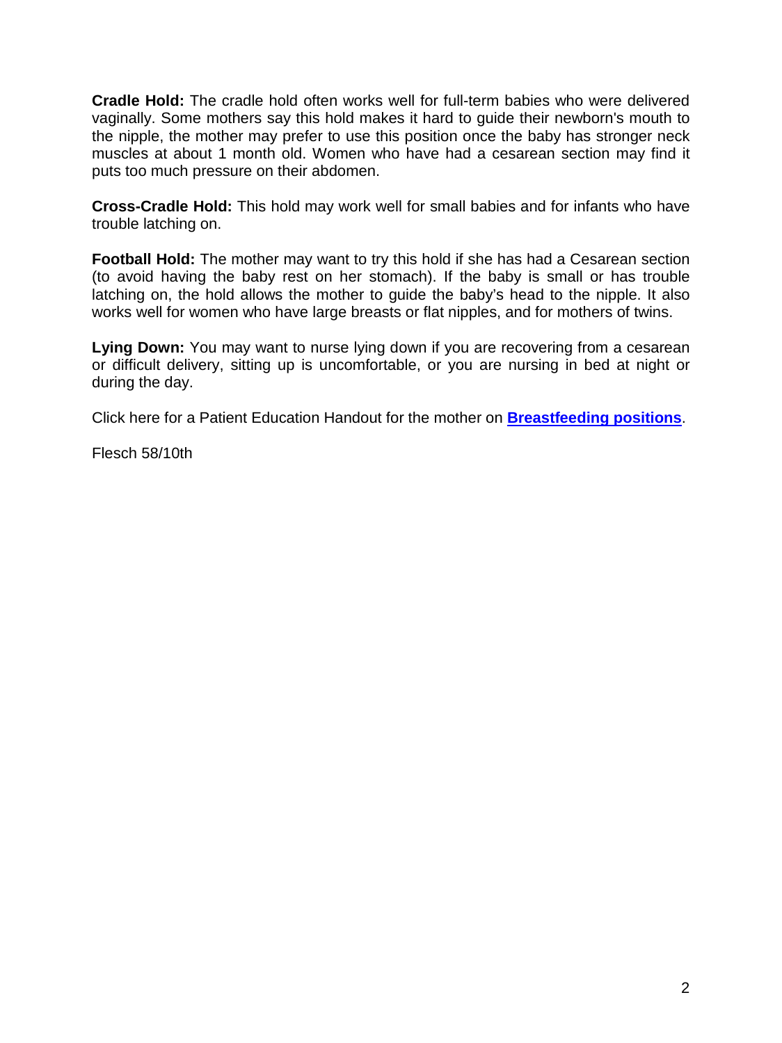**Cradle Hold:** The cradle hold often works well for full-term babies who were delivered vaginally. Some mothers say this hold makes it hard to guide their newborn's mouth to the nipple, the mother may prefer to use this position once the baby has stronger neck muscles at about 1 month old. Women who have had a cesarean section may find it puts too much pressure on their abdomen.

**Cross-Cradle Hold:** This hold may work well for small babies and for infants who have trouble latching on.

**Football Hold:** The mother may want to try this hold if she has had a Cesarean section (to avoid having the baby rest on her stomach). If the baby is small or has trouble latching on, the hold allows the mother to guide the baby's head to the nipple. It also works well for women who have large breasts or flat nipples, and for mothers of twins.

**Lying Down:** You may want to nurse lying down if you are recovering from a cesarean or difficult delivery, sitting up is uncomfortable, or you are nursing in bed at night or during the day.

Click here for a Patient Education Handout for the mother on **Breastfeeding positions**.

Flesch 58/10th